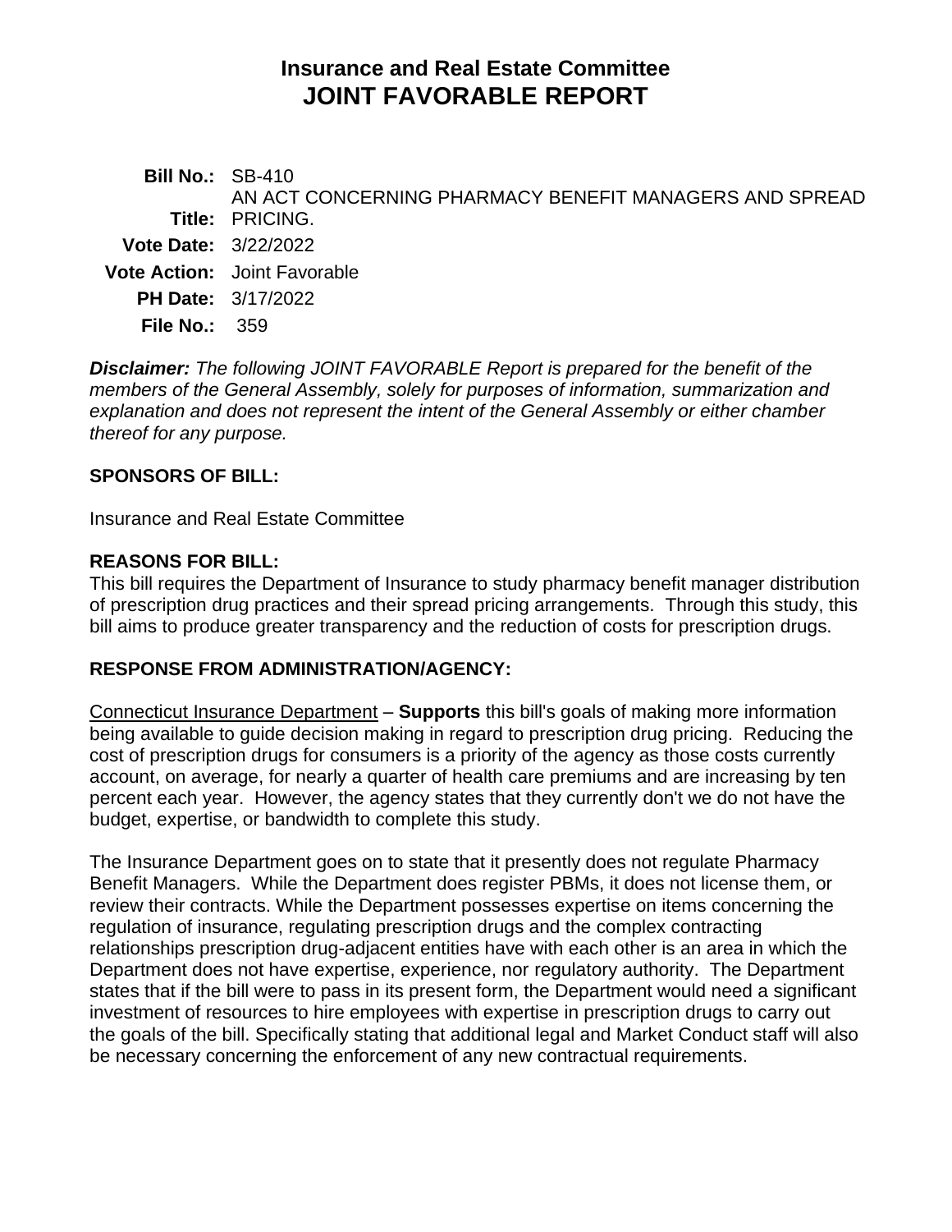# Insurance and Real Estate Committee
# JOINT FAVORABLE REPORT

**Bill No.:** SB-410

**Title:** AN ACT CONCERNING PHARMACY BENEFIT MANAGERS AND SPREAD PRICING.

**Vote Date:** 3/22/2022

**Vote Action:** Joint Favorable

**PH Date:** 3/17/2022

**File No.:** 359

***Disclaimer:*** *The following JOINT FAVORABLE Report is prepared for the benefit of the members of the General Assembly, solely for purposes of information, summarization and explanation and does not represent the intent of the General Assembly or either chamber thereof for any purpose.*

## SPONSORS OF BILL:

Insurance and Real Estate Committee

## REASONS FOR BILL:

This bill requires the Department of Insurance to study pharmacy benefit manager distribution of prescription drug practices and their spread pricing arrangements. Through this study, this bill aims to produce greater transparency and the reduction of costs for prescription drugs.

## RESPONSE FROM ADMINISTRATION/AGENCY:

Connecticut Insurance Department – **Supports** this bill's goals of making more information being available to guide decision making in regard to prescription drug pricing. Reducing the cost of prescription drugs for consumers is a priority of the agency as those costs currently account, on average, for nearly a quarter of health care premiums and are increasing by ten percent each year. However, the agency states that they currently don't we do not have the budget, expertise, or bandwidth to complete this study.

The Insurance Department goes on to state that it presently does not regulate Pharmacy Benefit Managers. While the Department does register PBMs, it does not license them, or review their contracts. While the Department possesses expertise on items concerning the regulation of insurance, regulating prescription drugs and the complex contracting relationships prescription drug-adjacent entities have with each other is an area in which the Department does not have expertise, experience, nor regulatory authority. The Department states that if the bill were to pass in its present form, the Department would need a significant investment of resources to hire employees with expertise in prescription drugs to carry out the goals of the bill. Specifically stating that additional legal and Market Conduct staff will also be necessary concerning the enforcement of any new contractual requirements.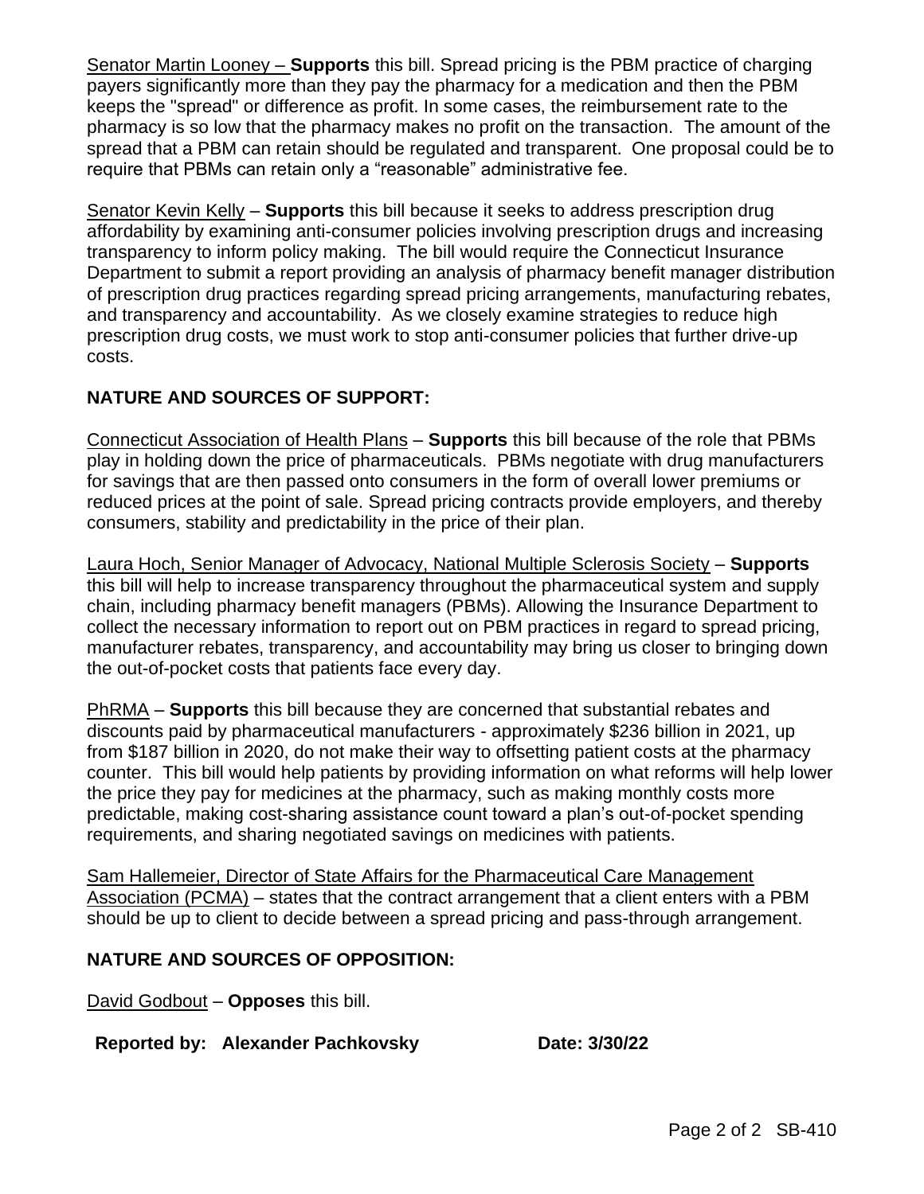Senator Martin Looney – **Supports** this bill. Spread pricing is the PBM practice of charging payers significantly more than they pay the pharmacy for a medication and then the PBM keeps the "spread" or difference as profit. In some cases, the reimbursement rate to the pharmacy is so low that the pharmacy makes no profit on the transaction. The amount of the spread that a PBM can retain should be regulated and transparent. One proposal could be to require that PBMs can retain only a "reasonable" administrative fee.

Senator Kevin Kelly – **Supports** this bill because it seeks to address prescription drug affordability by examining anti-consumer policies involving prescription drugs and increasing transparency to inform policy making. The bill would require the Connecticut Insurance Department to submit a report providing an analysis of pharmacy benefit manager distribution of prescription drug practices regarding spread pricing arrangements, manufacturing rebates, and transparency and accountability. As we closely examine strategies to reduce high prescription drug costs, we must work to stop anti-consumer policies that further drive-up costs.

## NATURE AND SOURCES OF SUPPORT:

Connecticut Association of Health Plans – **Supports** this bill because of the role that PBMs play in holding down the price of pharmaceuticals. PBMs negotiate with drug manufacturers for savings that are then passed onto consumers in the form of overall lower premiums or reduced prices at the point of sale. Spread pricing contracts provide employers, and thereby consumers, stability and predictability in the price of their plan.

Laura Hoch, Senior Manager of Advocacy, National Multiple Sclerosis Society – **Supports** this bill will help to increase transparency throughout the pharmaceutical system and supply chain, including pharmacy benefit managers (PBMs). Allowing the Insurance Department to collect the necessary information to report out on PBM practices in regard to spread pricing, manufacturer rebates, transparency, and accountability may bring us closer to bringing down the out-of-pocket costs that patients face every day.

PhRMA – **Supports** this bill because they are concerned that substantial rebates and discounts paid by pharmaceutical manufacturers - approximately $236 billion in 2021, up from $187 billion in 2020, do not make their way to offsetting patient costs at the pharmacy counter. This bill would help patients by providing information on what reforms will help lower the price they pay for medicines at the pharmacy, such as making monthly costs more predictable, making cost-sharing assistance count toward a plan's out-of-pocket spending requirements, and sharing negotiated savings on medicines with patients.

Sam Hallemeier, Director of State Affairs for the Pharmaceutical Care Management Association (PCMA) – states that the contract arrangement that a client enters with a PBM should be up to client to decide between a spread pricing and pass-through arrangement.

## NATURE AND SOURCES OF OPPOSITION:

David Godbout – **Opposes** this bill.

**Reported by: Alexander Pachkovsky** **Date: 3/30/22**